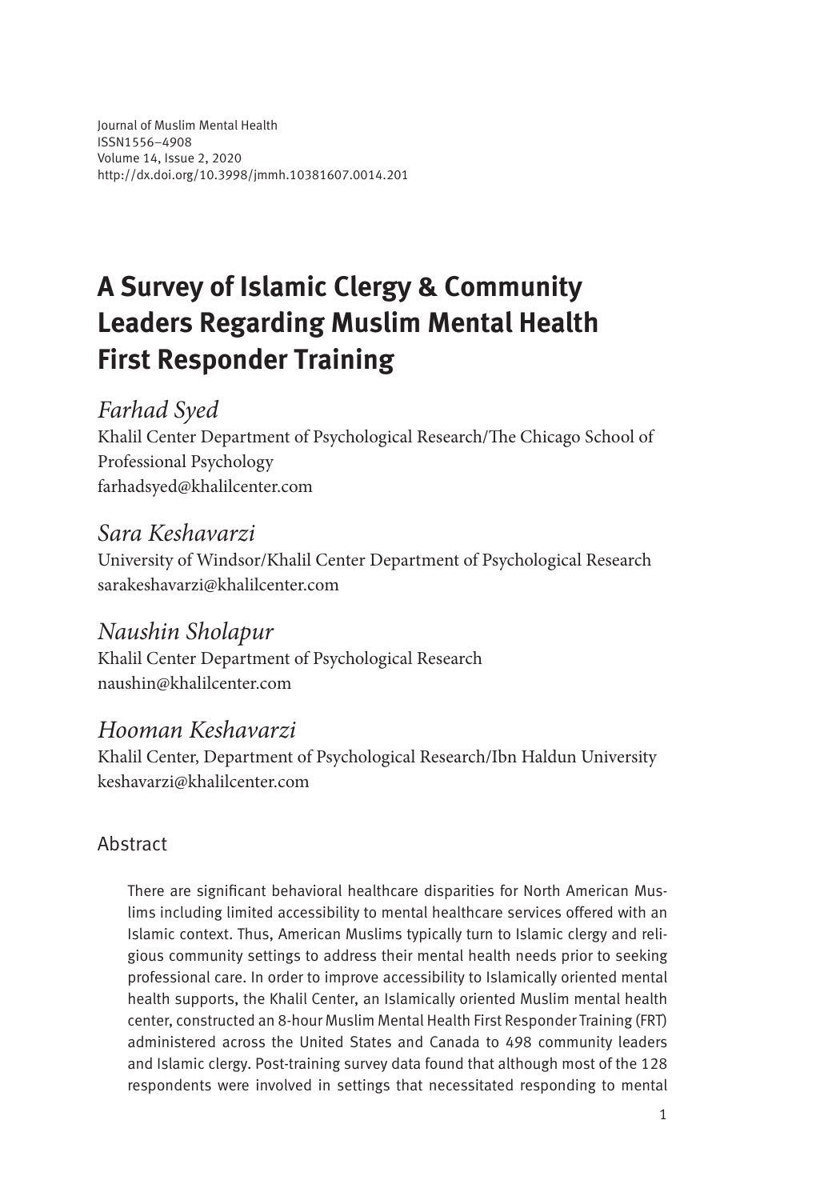Journal of Muslim Mental Health
ISSN1556–4908
Volume 14, Issue 2, 2020
http://dx.doi.org/10.3998/jmmh.10381607.0014.201

# A Survey of Islamic Clergy & Community Leaders Regarding Muslim Mental Health First Responder Training

*Farhad Syed*
Khalil Center Department of Psychological Research/The Chicago School of Professional Psychology
farhadsyed@khalilcenter.com

*Sara Keshavarzi*
University of Windsor/Khalil Center Department of Psychological Research
sarakeshavarzi@khalilcenter.com

*Naushin Sholapur*
Khalil Center Department of Psychological Research
naushin@khalilcenter.com

*Hooman Keshavarzi*
Khalil Center, Department of Psychological Research/Ibn Haldun University
keshavarzi@khalilcenter.com

## Abstract

There are significant behavioral healthcare disparities for North American Muslims including limited accessibility to mental healthcare services offered with an Islamic context. Thus, American Muslims typically turn to Islamic clergy and religious community settings to address their mental health needs prior to seeking professional care. In order to improve accessibility to Islamically oriented mental health supports, the Khalil Center, an Islamically oriented Muslim mental health center, constructed an 8-hour Muslim Mental Health First Responder Training (FRT) administered across the United States and Canada to 498 community leaders and Islamic clergy. Post-training survey data found that although most of the 128 respondents were involved in settings that necessitated responding to mental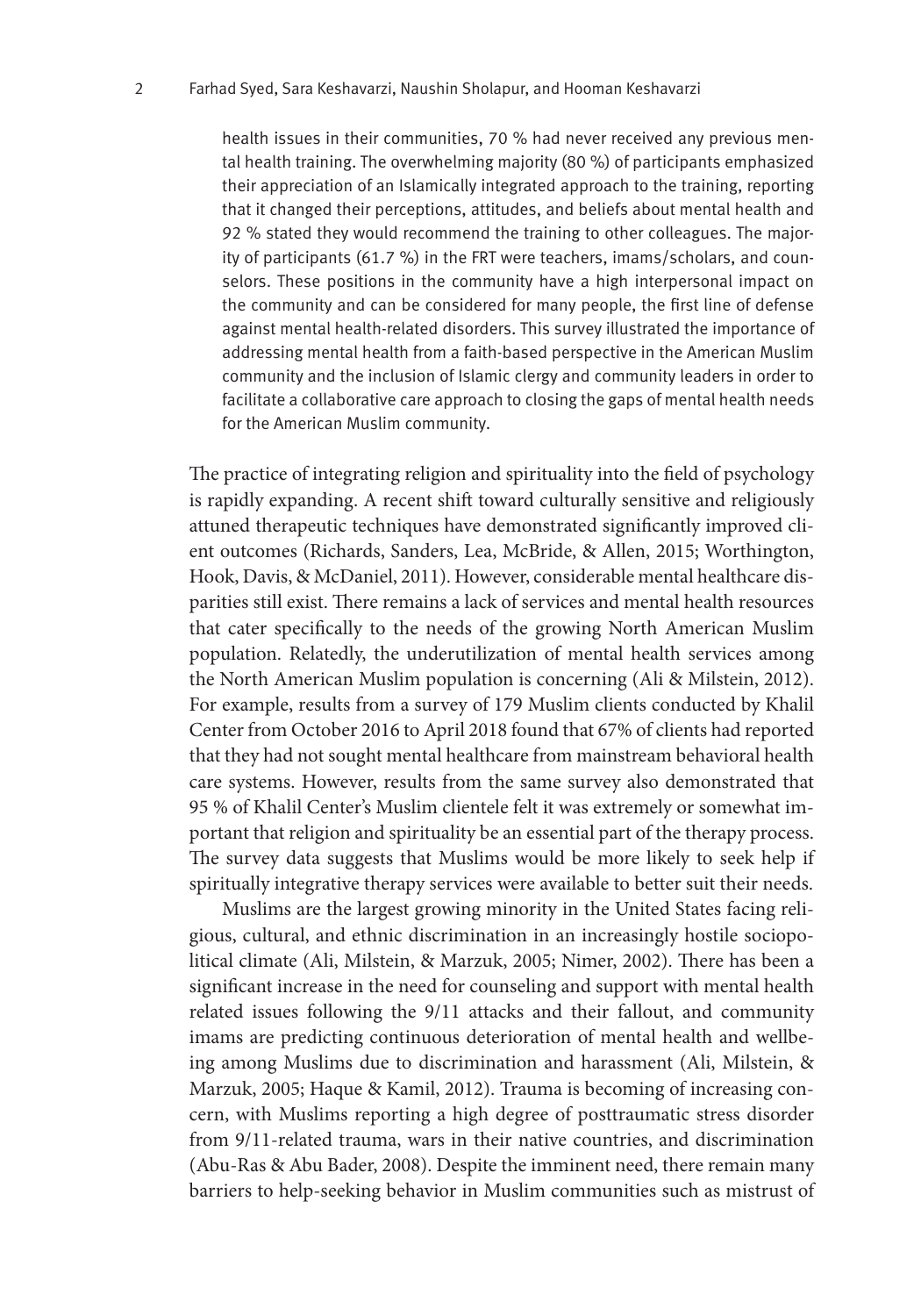health issues in their communities, 70 % had never received any previous mental health training. The overwhelming majority (80 %) of participants emphasized their appreciation of an Islamically integrated approach to the training, reporting that it changed their perceptions, attitudes, and beliefs about mental health and 92 % stated they would recommend the training to other colleagues. The majority of participants (61.7 %) in the FRT were teachers, imams/scholars, and counselors. These positions in the community have a high interpersonal impact on the community and can be considered for many people, the first line of defense against mental health-related disorders. This survey illustrated the importance of addressing mental health from a faith-based perspective in the American Muslim community and the inclusion of Islamic clergy and community leaders in order to facilitate a collaborative care approach to closing the gaps of mental health needs for the American Muslim community.

The practice of integrating religion and spirituality into the field of psychology is rapidly expanding. A recent shift toward culturally sensitive and religiously attuned therapeutic techniques have demonstrated significantly improved client outcomes (Richards, Sanders, Lea, McBride, & Allen, 2015; Worthington, Hook, Davis, & McDaniel, 2011). However, considerable mental healthcare disparities still exist. There remains a lack of services and mental health resources that cater specifically to the needs of the growing North American Muslim population. Relatedly, the underutilization of mental health services among the North American Muslim population is concerning (Ali & Milstein, 2012). For example, results from a survey of 179 Muslim clients conducted by Khalil Center from October 2016 to April 2018 found that 67% of clients had reported that they had not sought mental healthcare from mainstream behavioral health care systems. However, results from the same survey also demonstrated that 95 % of Khalil Center's Muslim clientele felt it was extremely or somewhat important that religion and spirituality be an essential part of the therapy process. The survey data suggests that Muslims would be more likely to seek help if spiritually integrative therapy services were available to better suit their needs.

Muslims are the largest growing minority in the United States facing religious, cultural, and ethnic discrimination in an increasingly hostile sociopolitical climate (Ali, Milstein, & Marzuk, 2005; Nimer, 2002). There has been a significant increase in the need for counseling and support with mental health related issues following the 9/11 attacks and their fallout, and community imams are predicting continuous deterioration of mental health and wellbeing among Muslims due to discrimination and harassment (Ali, Milstein, & Marzuk, 2005; Haque & Kamil, 2012). Trauma is becoming of increasing concern, with Muslims reporting a high degree of posttraumatic stress disorder from 9/11-related trauma, wars in their native countries, and discrimination (Abu-Ras & Abu Bader, 2008). Despite the imminent need, there remain many barriers to help-seeking behavior in Muslim communities such as mistrust of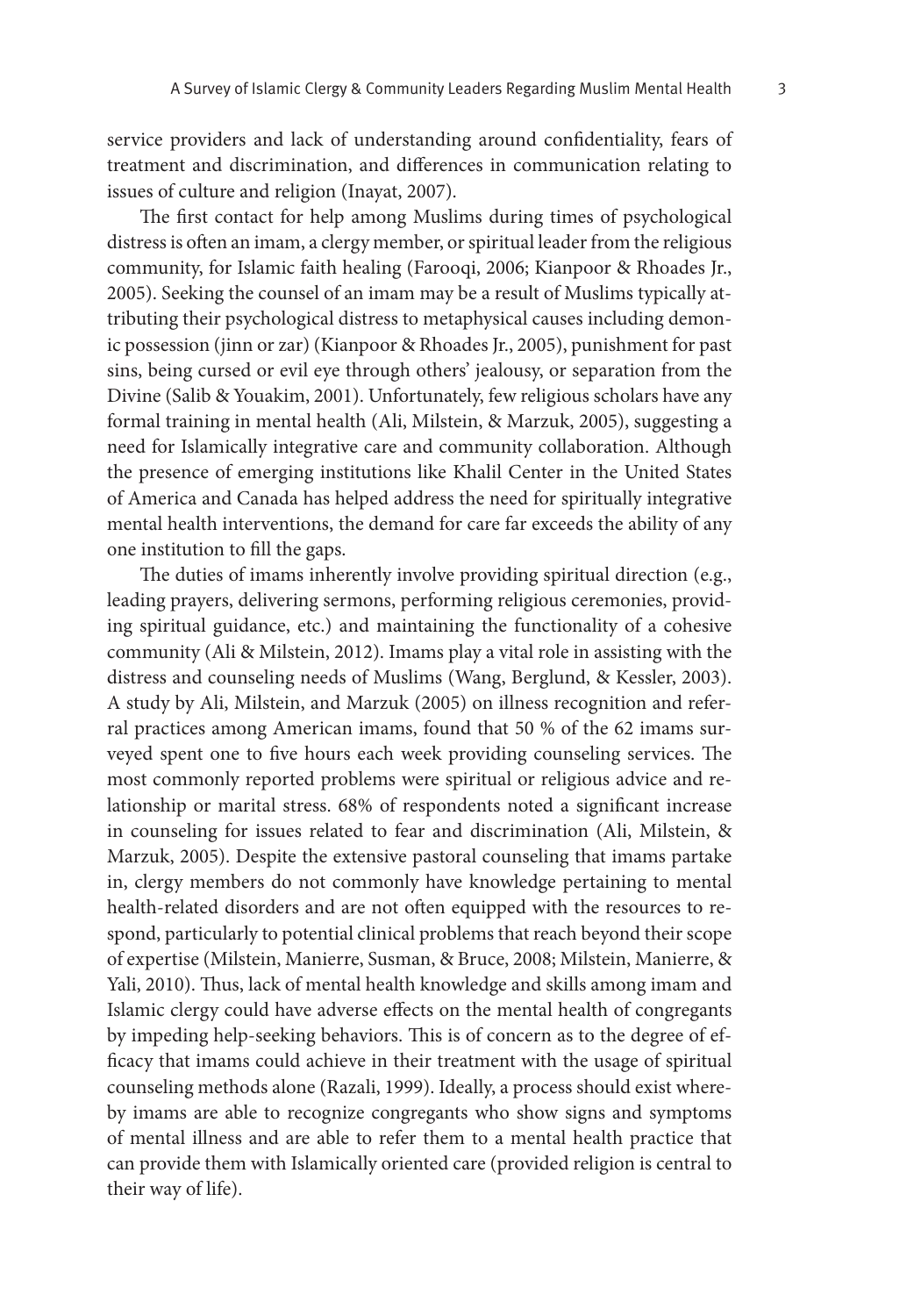service providers and lack of understanding around confidentiality, fears of treatment and discrimination, and differences in communication relating to issues of culture and religion (Inayat, 2007).

The first contact for help among Muslims during times of psychological distress is often an imam, a clergy member, or spiritual leader from the religious community, for Islamic faith healing (Farooqi, 2006; Kianpoor & Rhoades Jr., 2005). Seeking the counsel of an imam may be a result of Muslims typically attributing their psychological distress to metaphysical causes including demonic possession (jinn or zar) (Kianpoor & Rhoades Jr., 2005), punishment for past sins, being cursed or evil eye through others' jealousy, or separation from the Divine (Salib & Youakim, 2001). Unfortunately, few religious scholars have any formal training in mental health (Ali, Milstein, & Marzuk, 2005), suggesting a need for Islamically integrative care and community collaboration. Although the presence of emerging institutions like Khalil Center in the United States of America and Canada has helped address the need for spiritually integrative mental health interventions, the demand for care far exceeds the ability of any one institution to fill the gaps.

The duties of imams inherently involve providing spiritual direction (e.g., leading prayers, delivering sermons, performing religious ceremonies, providing spiritual guidance, etc.) and maintaining the functionality of a cohesive community (Ali & Milstein, 2012). Imams play a vital role in assisting with the distress and counseling needs of Muslims (Wang, Berglund, & Kessler, 2003). A study by Ali, Milstein, and Marzuk (2005) on illness recognition and referral practices among American imams, found that 50 % of the 62 imams surveyed spent one to five hours each week providing counseling services. The most commonly reported problems were spiritual or religious advice and relationship or marital stress. 68% of respondents noted a significant increase in counseling for issues related to fear and discrimination (Ali, Milstein, & Marzuk, 2005). Despite the extensive pastoral counseling that imams partake in, clergy members do not commonly have knowledge pertaining to mental health-related disorders and are not often equipped with the resources to respond, particularly to potential clinical problems that reach beyond their scope of expertise (Milstein, Manierre, Susman, & Bruce, 2008; Milstein, Manierre, & Yali, 2010). Thus, lack of mental health knowledge and skills among imam and Islamic clergy could have adverse effects on the mental health of congregants by impeding help-seeking behaviors. This is of concern as to the degree of efficacy that imams could achieve in their treatment with the usage of spiritual counseling methods alone (Razali, 1999). Ideally, a process should exist whereby imams are able to recognize congregants who show signs and symptoms of mental illness and are able to refer them to a mental health practice that can provide them with Islamically oriented care (provided religion is central to their way of life).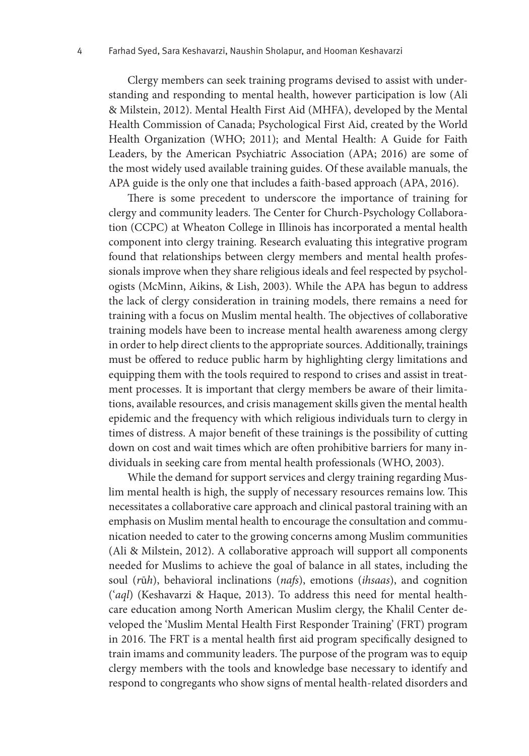Clergy members can seek training programs devised to assist with understanding and responding to mental health, however participation is low (Ali & Milstein, 2012). Mental Health First Aid (MHFA), developed by the Mental Health Commission of Canada; Psychological First Aid, created by the World Health Organization (WHO; 2011); and Mental Health: A Guide for Faith Leaders, by the American Psychiatric Association (APA; 2016) are some of the most widely used available training guides. Of these available manuals, the APA guide is the only one that includes a faith-based approach (APA, 2016).

There is some precedent to underscore the importance of training for clergy and community leaders. The Center for Church-Psychology Collaboration (CCPC) at Wheaton College in Illinois has incorporated a mental health component into clergy training. Research evaluating this integrative program found that relationships between clergy members and mental health professionals improve when they share religious ideals and feel respected by psychologists (McMinn, Aikins, & Lish, 2003). While the APA has begun to address the lack of clergy consideration in training models, there remains a need for training with a focus on Muslim mental health. The objectives of collaborative training models have been to increase mental health awareness among clergy in order to help direct clients to the appropriate sources. Additionally, trainings must be offered to reduce public harm by highlighting clergy limitations and equipping them with the tools required to respond to crises and assist in treatment processes. It is important that clergy members be aware of their limitations, available resources, and crisis management skills given the mental health epidemic and the frequency with which religious individuals turn to clergy in times of distress. A major benefit of these trainings is the possibility of cutting down on cost and wait times which are often prohibitive barriers for many individuals in seeking care from mental health professionals (WHO, 2003).

While the demand for support services and clergy training regarding Muslim mental health is high, the supply of necessary resources remains low. This necessitates a collaborative care approach and clinical pastoral training with an emphasis on Muslim mental health to encourage the consultation and communication needed to cater to the growing concerns among Muslim communities (Ali & Milstein, 2012). A collaborative approach will support all components needed for Muslims to achieve the goal of balance in all states, including the soul (*rūh*), behavioral inclinations (*nafs*), emotions (*ihsaas*), and cognition (*'aql*) (Keshavarzi & Haque, 2013). To address this need for mental healthcare education among North American Muslim clergy, the Khalil Center developed the 'Muslim Mental Health First Responder Training' (FRT) program in 2016. The FRT is a mental health first aid program specifically designed to train imams and community leaders. The purpose of the program was to equip clergy members with the tools and knowledge base necessary to identify and respond to congregants who show signs of mental health-related disorders and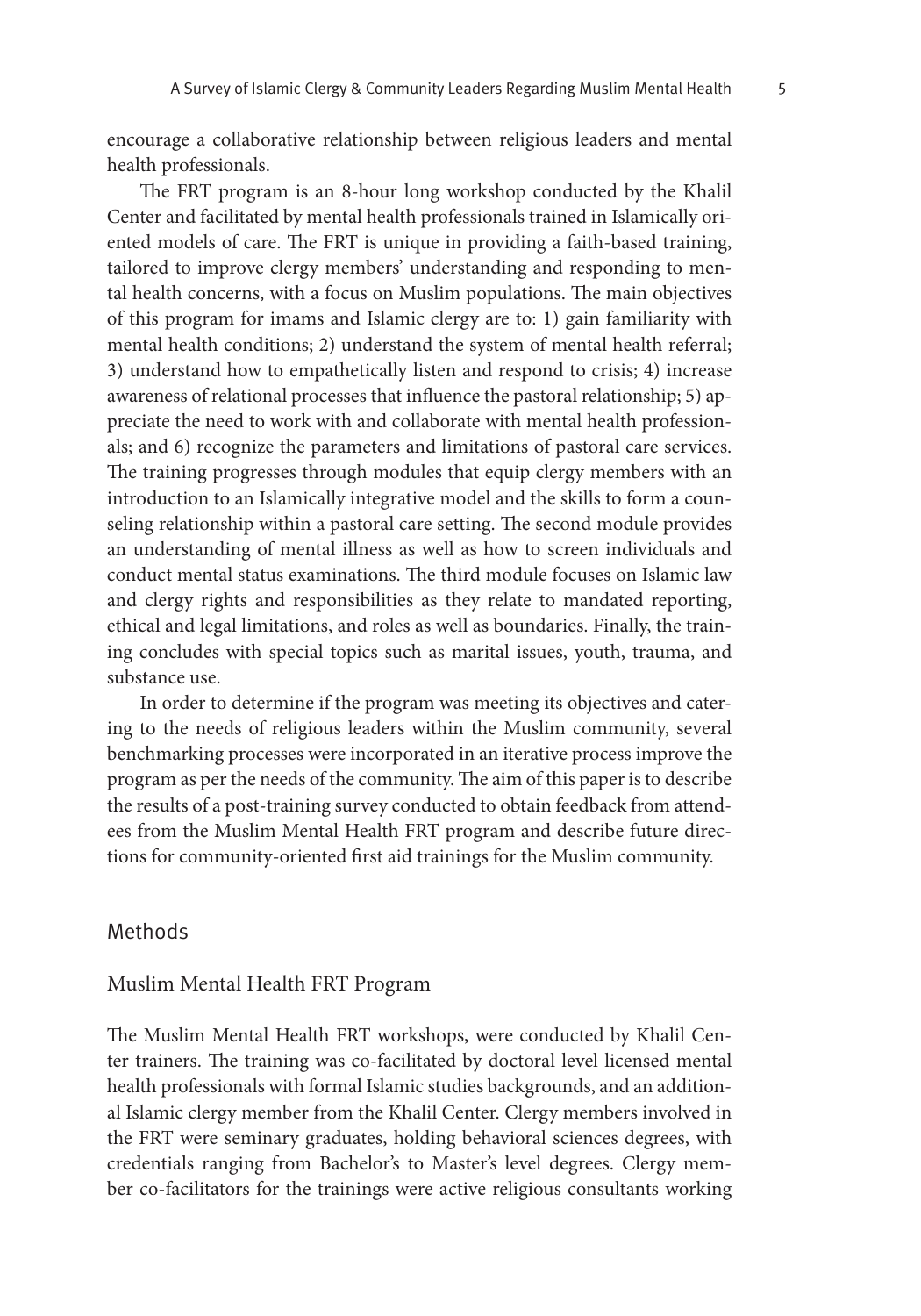encourage a collaborative relationship between religious leaders and mental health professionals.

The FRT program is an 8-hour long workshop conducted by the Khalil Center and facilitated by mental health professionals trained in Islamically oriented models of care. The FRT is unique in providing a faith-based training, tailored to improve clergy members' understanding and responding to mental health concerns, with a focus on Muslim populations. The main objectives of this program for imams and Islamic clergy are to: 1) gain familiarity with mental health conditions; 2) understand the system of mental health referral; 3) understand how to empathetically listen and respond to crisis; 4) increase awareness of relational processes that influence the pastoral relationship; 5) appreciate the need to work with and collaborate with mental health professionals; and 6) recognize the parameters and limitations of pastoral care services. The training progresses through modules that equip clergy members with an introduction to an Islamically integrative model and the skills to form a counseling relationship within a pastoral care setting. The second module provides an understanding of mental illness as well as how to screen individuals and conduct mental status examinations. The third module focuses on Islamic law and clergy rights and responsibilities as they relate to mandated reporting, ethical and legal limitations, and roles as well as boundaries. Finally, the training concludes with special topics such as marital issues, youth, trauma, and substance use.

In order to determine if the program was meeting its objectives and catering to the needs of religious leaders within the Muslim community, several benchmarking processes were incorporated in an iterative process improve the program as per the needs of the community. The aim of this paper is to describe the results of a post-training survey conducted to obtain feedback from attendees from the Muslim Mental Health FRT program and describe future directions for community-oriented first aid trainings for the Muslim community.

## Methods

### Muslim Mental Health FRT Program

The Muslim Mental Health FRT workshops, were conducted by Khalil Center trainers. The training was co-facilitated by doctoral level licensed mental health professionals with formal Islamic studies backgrounds, and an additional Islamic clergy member from the Khalil Center. Clergy members involved in the FRT were seminary graduates, holding behavioral sciences degrees, with credentials ranging from Bachelor's to Master's level degrees. Clergy member co-facilitators for the trainings were active religious consultants working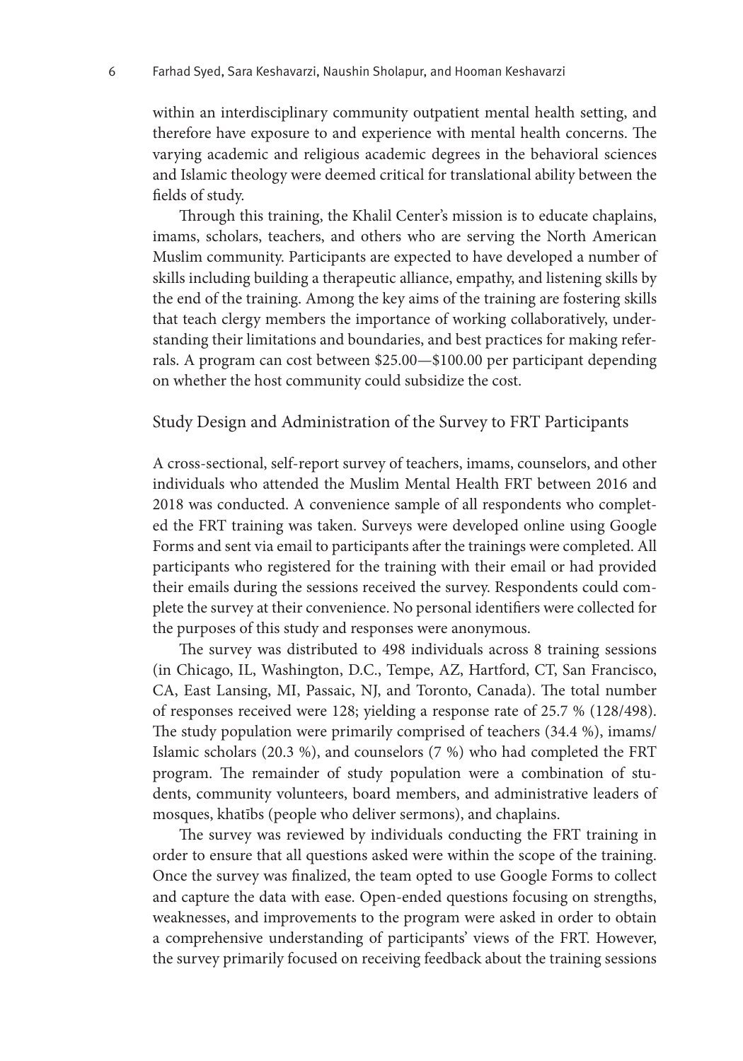within an interdisciplinary community outpatient mental health setting, and therefore have exposure to and experience with mental health concerns. The varying academic and religious academic degrees in the behavioral sciences and Islamic theology were deemed critical for translational ability between the fields of study.

Through this training, the Khalil Center's mission is to educate chaplains, imams, scholars, teachers, and others who are serving the North American Muslim community. Participants are expected to have developed a number of skills including building a therapeutic alliance, empathy, and listening skills by the end of the training. Among the key aims of the training are fostering skills that teach clergy members the importance of working collaboratively, understanding their limitations and boundaries, and best practices for making referrals. A program can cost between $25.00—$100.00 per participant depending on whether the host community could subsidize the cost.

## Study Design and Administration of the Survey to FRT Participants

A cross-sectional, self-report survey of teachers, imams, counselors, and other individuals who attended the Muslim Mental Health FRT between 2016 and 2018 was conducted. A convenience sample of all respondents who completed the FRT training was taken. Surveys were developed online using Google Forms and sent via email to participants after the trainings were completed. All participants who registered for the training with their email or had provided their emails during the sessions received the survey. Respondents could complete the survey at their convenience. No personal identifiers were collected for the purposes of this study and responses were anonymous.

The survey was distributed to 498 individuals across 8 training sessions (in Chicago, IL, Washington, D.C., Tempe, AZ, Hartford, CT, San Francisco, CA, East Lansing, MI, Passaic, NJ, and Toronto, Canada). The total number of responses received were 128; yielding a response rate of 25.7 % (128/498). The study population were primarily comprised of teachers (34.4 %), imams/ Islamic scholars (20.3 %), and counselors (7 %) who had completed the FRT program. The remainder of study population were a combination of students, community volunteers, board members, and administrative leaders of mosques, khatībs (people who deliver sermons), and chaplains.

The survey was reviewed by individuals conducting the FRT training in order to ensure that all questions asked were within the scope of the training. Once the survey was finalized, the team opted to use Google Forms to collect and capture the data with ease. Open-ended questions focusing on strengths, weaknesses, and improvements to the program were asked in order to obtain a comprehensive understanding of participants' views of the FRT. However, the survey primarily focused on receiving feedback about the training sessions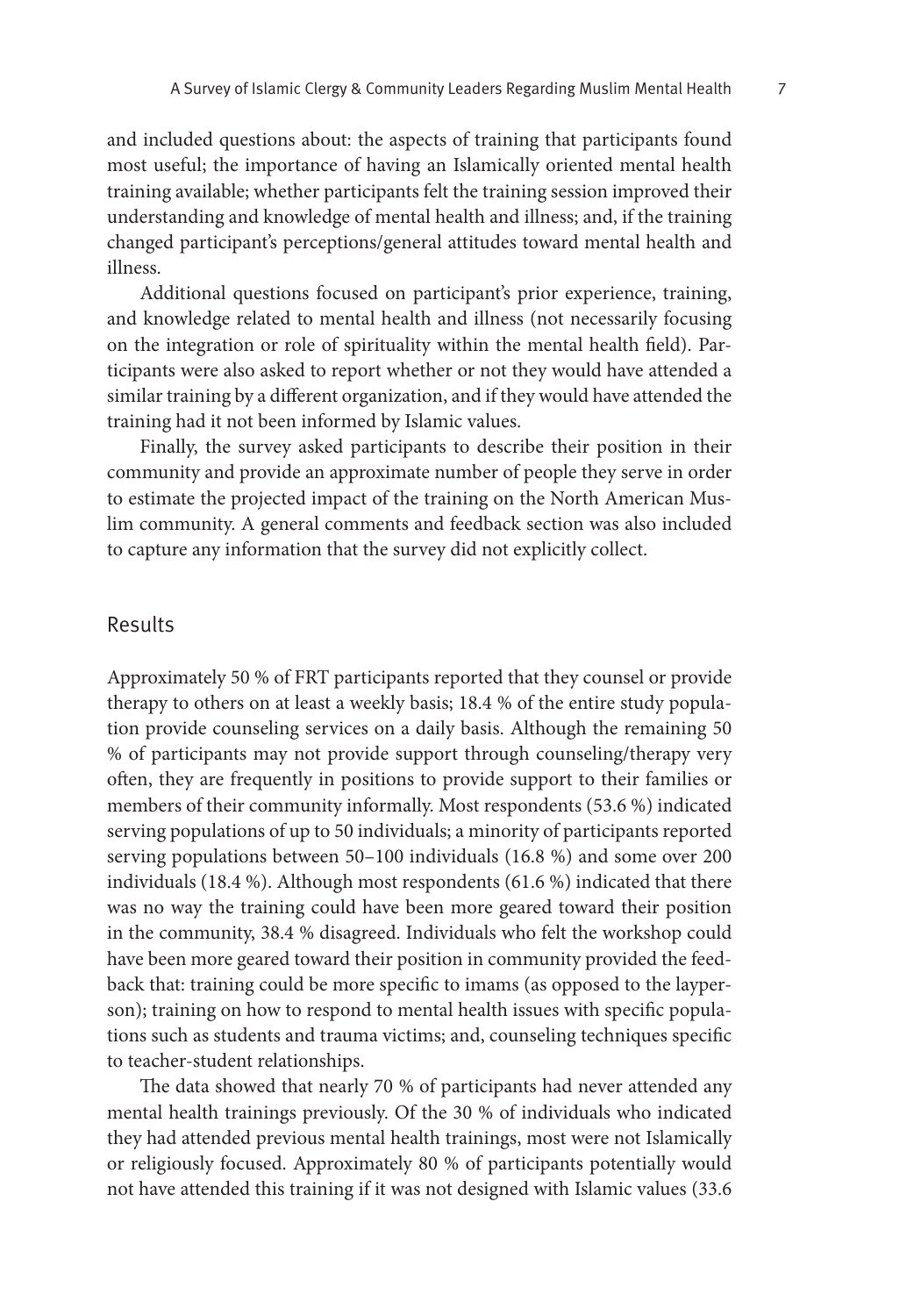and included questions about: the aspects of training that participants found most useful; the importance of having an Islamically oriented mental health training available; whether participants felt the training session improved their understanding and knowledge of mental health and illness; and, if the training changed participant's perceptions/general attitudes toward mental health and illness.

Additional questions focused on participant's prior experience, training, and knowledge related to mental health and illness (not necessarily focusing on the integration or role of spirituality within the mental health field). Participants were also asked to report whether or not they would have attended a similar training by a different organization, and if they would have attended the training had it not been informed by Islamic values.

Finally, the survey asked participants to describe their position in their community and provide an approximate number of people they serve in order to estimate the projected impact of the training on the North American Muslim community. A general comments and feedback section was also included to capture any information that the survey did not explicitly collect.

## Results

Approximately 50 % of FRT participants reported that they counsel or provide therapy to others on at least a weekly basis; 18.4 % of the entire study population provide counseling services on a daily basis. Although the remaining 50 % of participants may not provide support through counseling/therapy very often, they are frequently in positions to provide support to their families or members of their community informally. Most respondents (53.6 %) indicated serving populations of up to 50 individuals; a minority of participants reported serving populations between 50–100 individuals (16.8 %) and some over 200 individuals (18.4 %). Although most respondents (61.6 %) indicated that there was no way the training could have been more geared toward their position in the community, 38.4 % disagreed. Individuals who felt the workshop could have been more geared toward their position in community provided the feedback that: training could be more specific to imams (as opposed to the layperson); training on how to respond to mental health issues with specific populations such as students and trauma victims; and, counseling techniques specific to teacher-student relationships.

The data showed that nearly 70 % of participants had never attended any mental health trainings previously. Of the 30 % of individuals who indicated they had attended previous mental health trainings, most were not Islamically or religiously focused. Approximately 80 % of participants potentially would not have attended this training if it was not designed with Islamic values (33.6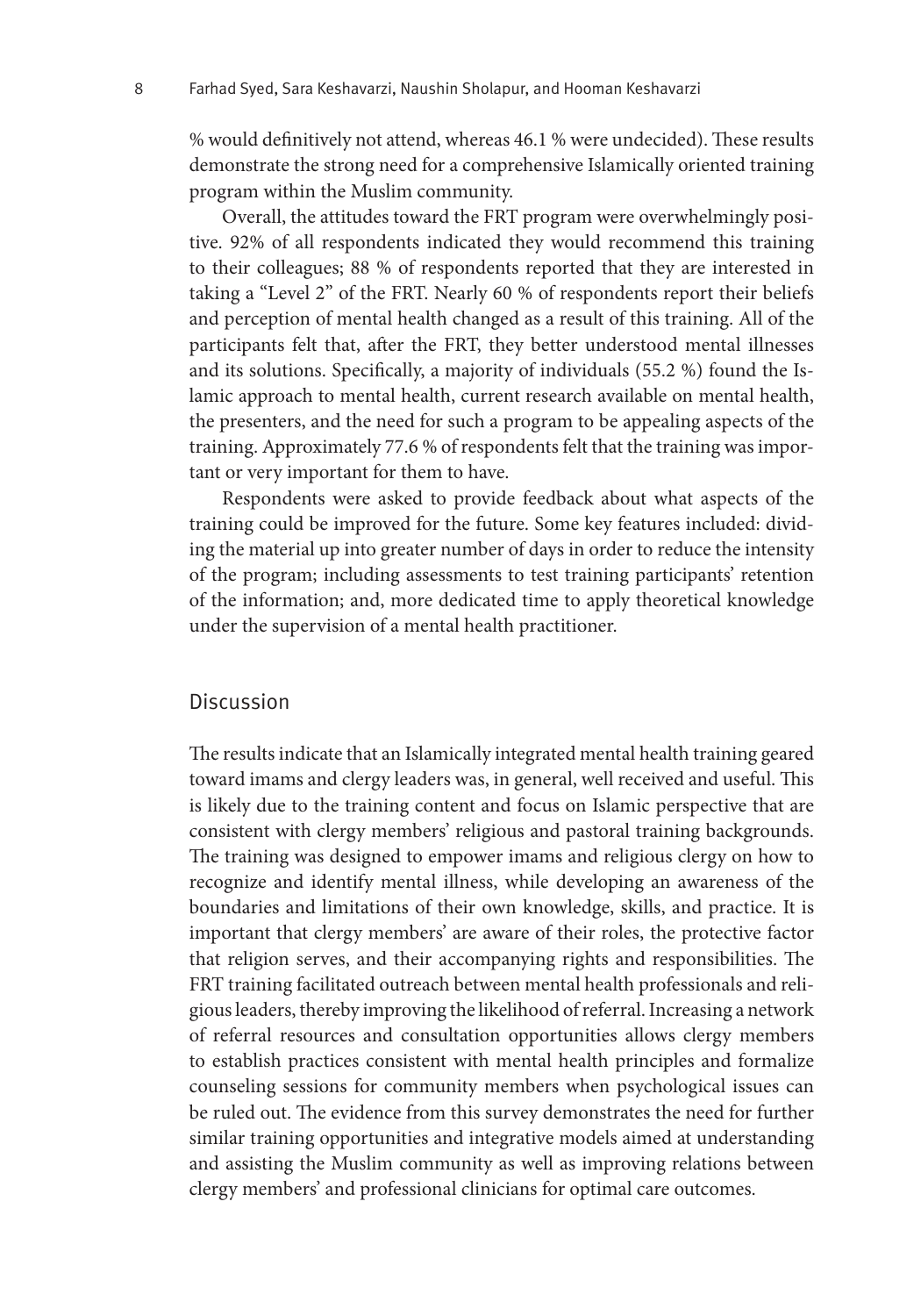% would definitively not attend, whereas 46.1 % were undecided). These results demonstrate the strong need for a comprehensive Islamically oriented training program within the Muslim community.

Overall, the attitudes toward the FRT program were overwhelmingly positive. 92% of all respondents indicated they would recommend this training to their colleagues; 88 % of respondents reported that they are interested in taking a "Level 2" of the FRT. Nearly 60 % of respondents report their beliefs and perception of mental health changed as a result of this training. All of the participants felt that, after the FRT, they better understood mental illnesses and its solutions. Specifically, a majority of individuals (55.2 %) found the Islamic approach to mental health, current research available on mental health, the presenters, and the need for such a program to be appealing aspects of the training. Approximately 77.6 % of respondents felt that the training was important or very important for them to have.

Respondents were asked to provide feedback about what aspects of the training could be improved for the future. Some key features included: dividing the material up into greater number of days in order to reduce the intensity of the program; including assessments to test training participants' retention of the information; and, more dedicated time to apply theoretical knowledge under the supervision of a mental health practitioner.

## Discussion

The results indicate that an Islamically integrated mental health training geared toward imams and clergy leaders was, in general, well received and useful. This is likely due to the training content and focus on Islamic perspective that are consistent with clergy members' religious and pastoral training backgrounds. The training was designed to empower imams and religious clergy on how to recognize and identify mental illness, while developing an awareness of the boundaries and limitations of their own knowledge, skills, and practice. It is important that clergy members' are aware of their roles, the protective factor that religion serves, and their accompanying rights and responsibilities. The FRT training facilitated outreach between mental health professionals and religious leaders, thereby improving the likelihood of referral. Increasing a network of referral resources and consultation opportunities allows clergy members to establish practices consistent with mental health principles and formalize counseling sessions for community members when psychological issues can be ruled out. The evidence from this survey demonstrates the need for further similar training opportunities and integrative models aimed at understanding and assisting the Muslim community as well as improving relations between clergy members' and professional clinicians for optimal care outcomes.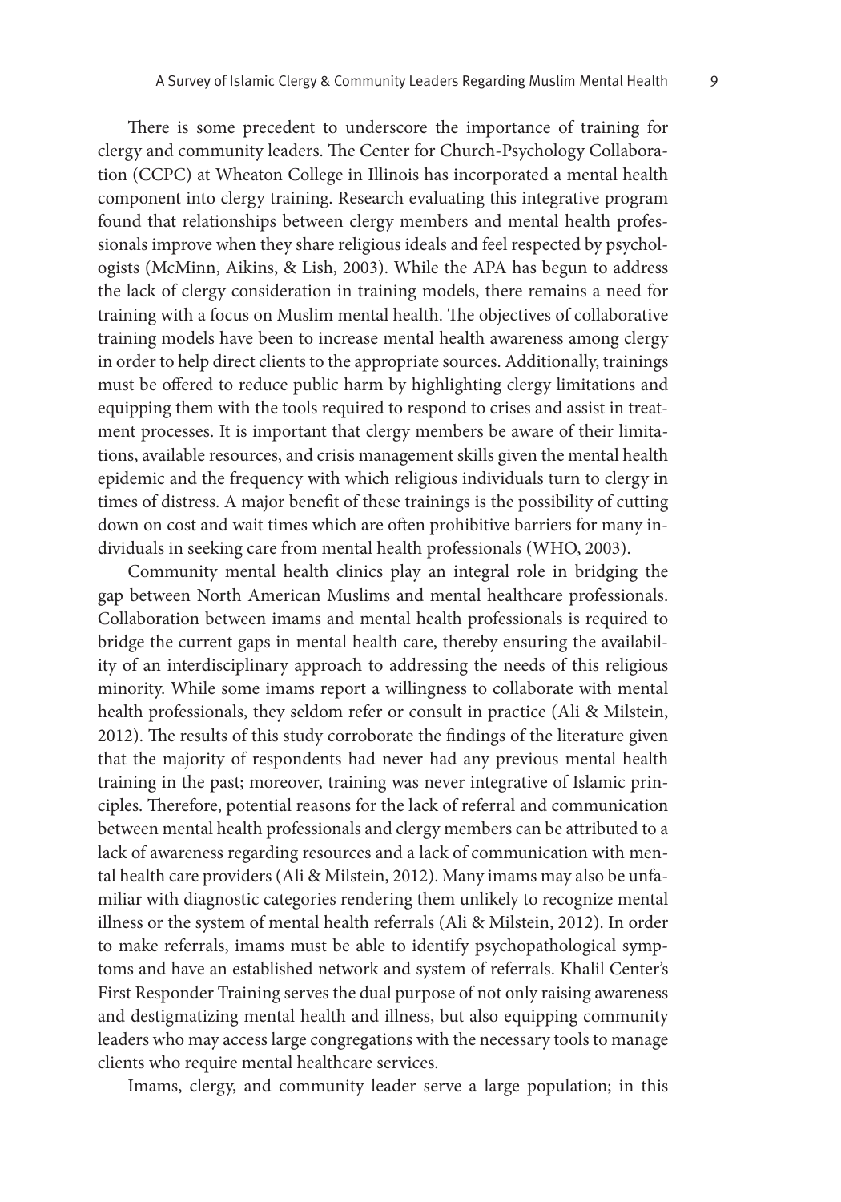There is some precedent to underscore the importance of training for clergy and community leaders. The Center for Church-Psychology Collaboration (CCPC) at Wheaton College in Illinois has incorporated a mental health component into clergy training. Research evaluating this integrative program found that relationships between clergy members and mental health professionals improve when they share religious ideals and feel respected by psychologists (McMinn, Aikins, & Lish, 2003). While the APA has begun to address the lack of clergy consideration in training models, there remains a need for training with a focus on Muslim mental health. The objectives of collaborative training models have been to increase mental health awareness among clergy in order to help direct clients to the appropriate sources. Additionally, trainings must be offered to reduce public harm by highlighting clergy limitations and equipping them with the tools required to respond to crises and assist in treatment processes. It is important that clergy members be aware of their limitations, available resources, and crisis management skills given the mental health epidemic and the frequency with which religious individuals turn to clergy in times of distress. A major benefit of these trainings is the possibility of cutting down on cost and wait times which are often prohibitive barriers for many individuals in seeking care from mental health professionals (WHO, 2003).

Community mental health clinics play an integral role in bridging the gap between North American Muslims and mental healthcare professionals. Collaboration between imams and mental health professionals is required to bridge the current gaps in mental health care, thereby ensuring the availability of an interdisciplinary approach to addressing the needs of this religious minority. While some imams report a willingness to collaborate with mental health professionals, they seldom refer or consult in practice (Ali & Milstein, 2012). The results of this study corroborate the findings of the literature given that the majority of respondents had never had any previous mental health training in the past; moreover, training was never integrative of Islamic principles. Therefore, potential reasons for the lack of referral and communication between mental health professionals and clergy members can be attributed to a lack of awareness regarding resources and a lack of communication with mental health care providers (Ali & Milstein, 2012). Many imams may also be unfamiliar with diagnostic categories rendering them unlikely to recognize mental illness or the system of mental health referrals (Ali & Milstein, 2012). In order to make referrals, imams must be able to identify psychopathological symptoms and have an established network and system of referrals. Khalil Center's First Responder Training serves the dual purpose of not only raising awareness and destigmatizing mental health and illness, but also equipping community leaders who may access large congregations with the necessary tools to manage clients who require mental healthcare services.

Imams, clergy, and community leader serve a large population; in this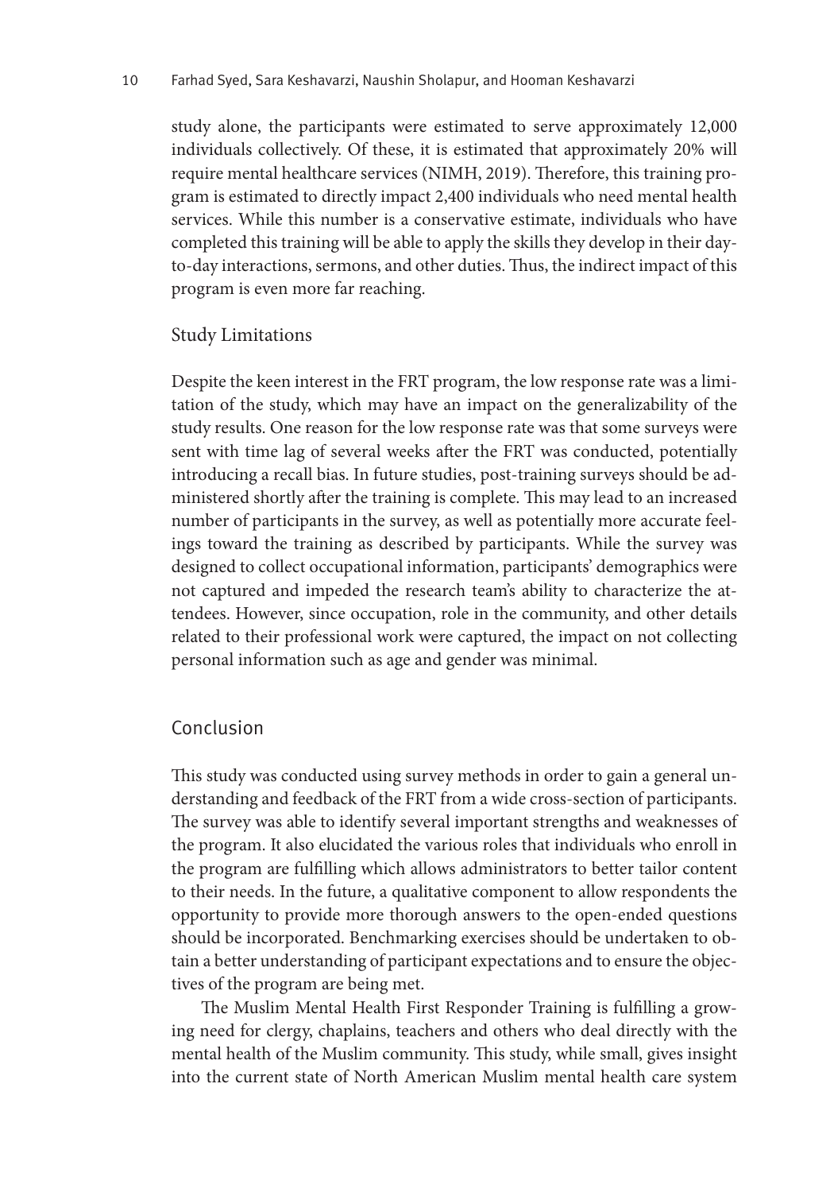study alone, the participants were estimated to serve approximately 12,000 individuals collectively. Of these, it is estimated that approximately 20% will require mental healthcare services (NIMH, 2019). Therefore, this training program is estimated to directly impact 2,400 individuals who need mental health services. While this number is a conservative estimate, individuals who have completed this training will be able to apply the skills they develop in their day-to-day interactions, sermons, and other duties. Thus, the indirect impact of this program is even more far reaching.

### Study Limitations

Despite the keen interest in the FRT program, the low response rate was a limitation of the study, which may have an impact on the generalizability of the study results. One reason for the low response rate was that some surveys were sent with time lag of several weeks after the FRT was conducted, potentially introducing a recall bias. In future studies, post-training surveys should be administered shortly after the training is complete. This may lead to an increased number of participants in the survey, as well as potentially more accurate feelings toward the training as described by participants. While the survey was designed to collect occupational information, participants' demographics were not captured and impeded the research team's ability to characterize the attendees. However, since occupation, role in the community, and other details related to their professional work were captured, the impact on not collecting personal information such as age and gender was minimal.

## Conclusion

This study was conducted using survey methods in order to gain a general understanding and feedback of the FRT from a wide cross-section of participants. The survey was able to identify several important strengths and weaknesses of the program. It also elucidated the various roles that individuals who enroll in the program are fulfilling which allows administrators to better tailor content to their needs. In the future, a qualitative component to allow respondents the opportunity to provide more thorough answers to the open-ended questions should be incorporated. Benchmarking exercises should be undertaken to obtain a better understanding of participant expectations and to ensure the objectives of the program are being met.

The Muslim Mental Health First Responder Training is fulfilling a growing need for clergy, chaplains, teachers and others who deal directly with the mental health of the Muslim community. This study, while small, gives insight into the current state of North American Muslim mental health care system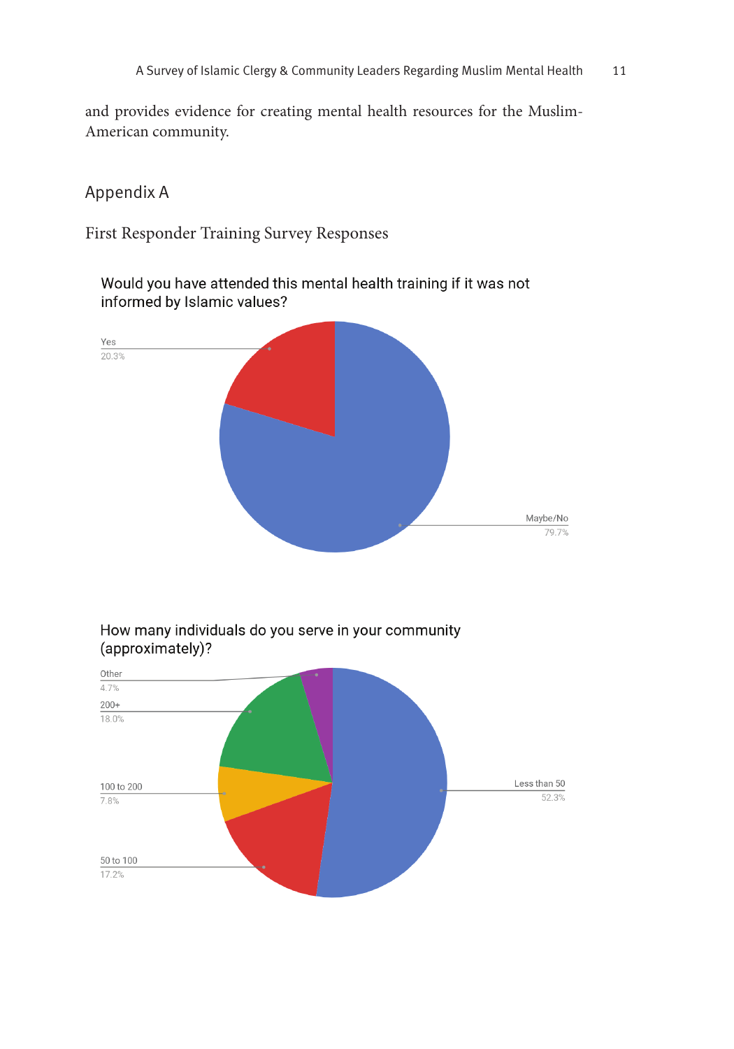and provides evidence for creating mental health resources for the Muslim-American community.

## Appendix A

### First Responder Training Survey Responses

Would you have attended this mental health training if it was not informed by Islamic values?

Yes
20.3%

Maybe/No
79.7%

How many individuals do you serve in your community (approximately)?

Other
4.7%

200+
18.0%

100 to 200
7.8%

50 to 100
17.2%

Less than 50
52.3%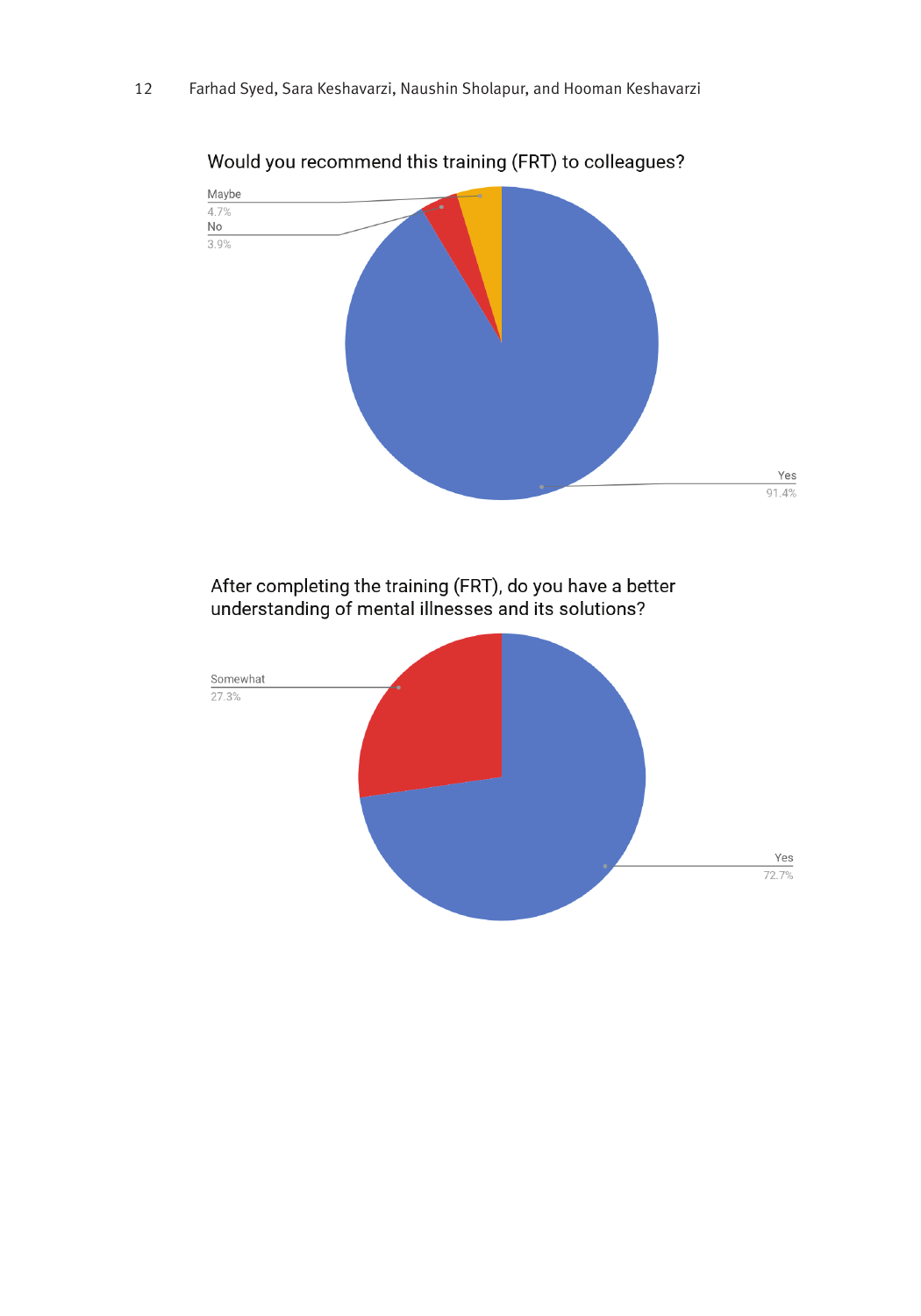Would you recommend this training (FRT) to colleagues?

Maybe
4.7%
No
3.9%

Yes
91.4%

After completing the training (FRT), do you have a better understanding of mental illnesses and its solutions?

Somewhat
27.3%

Yes
72.7%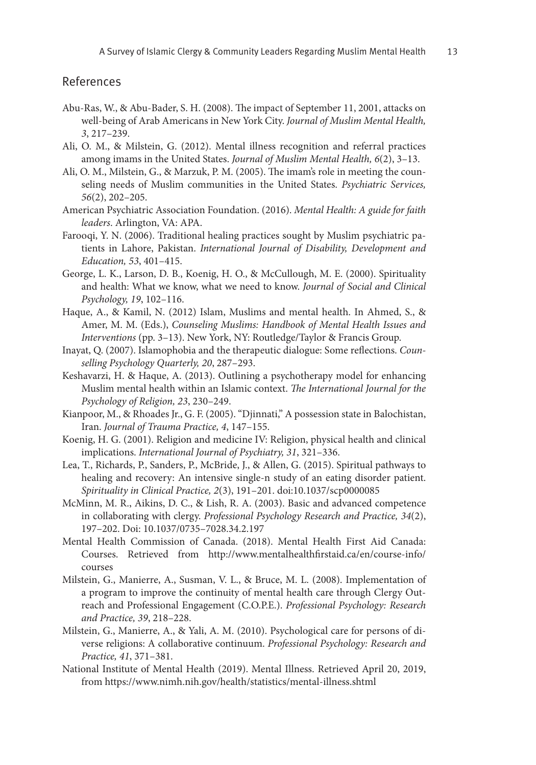## References

Abu-Ras, W., & Abu-Bader, S. H. (2008). The impact of September 11, 2001, attacks on well-being of Arab Americans in New York City. *Journal of Muslim Mental Health, 3*, 217–239.

Ali, O. M., & Milstein, G. (2012). Mental illness recognition and referral practices among imams in the United States. *Journal of Muslim Mental Health, 6*(2), 3–13.

Ali, O. M., Milstein, G., & Marzuk, P. M. (2005). The imam's role in meeting the counseling needs of Muslim communities in the United States. *Psychiatric Services, 56*(2), 202–205.

American Psychiatric Association Foundation. (2016). *Mental Health: A guide for faith leaders*. Arlington, VA: APA.

Farooqi, Y. N. (2006). Traditional healing practices sought by Muslim psychiatric patients in Lahore, Pakistan. *International Journal of Disability, Development and Education, 53*, 401–415.

George, L. K., Larson, D. B., Koenig, H. O., & McCullough, M. E. (2000). Spirituality and health: What we know, what we need to know. *Journal of Social and Clinical Psychology, 19*, 102–116.

Haque, A., & Kamil, N. (2012) Islam, Muslims and mental health. In Ahmed, S., & Amer, M. M. (Eds.), *Counseling Muslims: Handbook of Mental Health Issues and Interventions* (pp. 3–13). New York, NY: Routledge/Taylor & Francis Group.

Inayat, Q. (2007). Islamophobia and the therapeutic dialogue: Some reflections. *Counselling Psychology Quarterly, 20*, 287–293.

Keshavarzi, H. & Haque, A. (2013). Outlining a psychotherapy model for enhancing Muslim mental health within an Islamic context. *The International Journal for the Psychology of Religion, 23*, 230–249.

Kianpoor, M., & Rhoades Jr., G. F. (2005). "Djinnati," A possession state in Balochistan, Iran. *Journal of Trauma Practice, 4*, 147–155.

Koenig, H. G. (2001). Religion and medicine IV: Religion, physical health and clinical implications. *International Journal of Psychiatry, 31*, 321–336.

Lea, T., Richards, P., Sanders, P., McBride, J., & Allen, G. (2015). Spiritual pathways to healing and recovery: An intensive single-n study of an eating disorder patient. *Spirituality in Clinical Practice, 2*(3), 191–201. doi:10.1037/scp0000085

McMinn, M. R., Aikins, D. C., & Lish, R. A. (2003). Basic and advanced competence in collaborating with clergy. *Professional Psychology Research and Practice, 34*(2), 197–202. Doi: 10.1037/0735–7028.34.2.197

Mental Health Commission of Canada. (2018). Mental Health First Aid Canada: Courses. Retrieved from http://www.mentalhealthfirstaid.ca/en/course-info/courses

Milstein, G., Manierre, A., Susman, V. L., & Bruce, M. L. (2008). Implementation of a program to improve the continuity of mental health care through Clergy Outreach and Professional Engagement (C.O.P.E.). *Professional Psychology: Research and Practice, 39*, 218–228.

Milstein, G., Manierre, A., & Yali, A. M. (2010). Psychological care for persons of diverse religions: A collaborative continuum. *Professional Psychology: Research and Practice, 41*, 371–381.

National Institute of Mental Health (2019). Mental Illness. Retrieved April 20, 2019, from https://www.nimh.nih.gov/health/statistics/mental-illness.shtml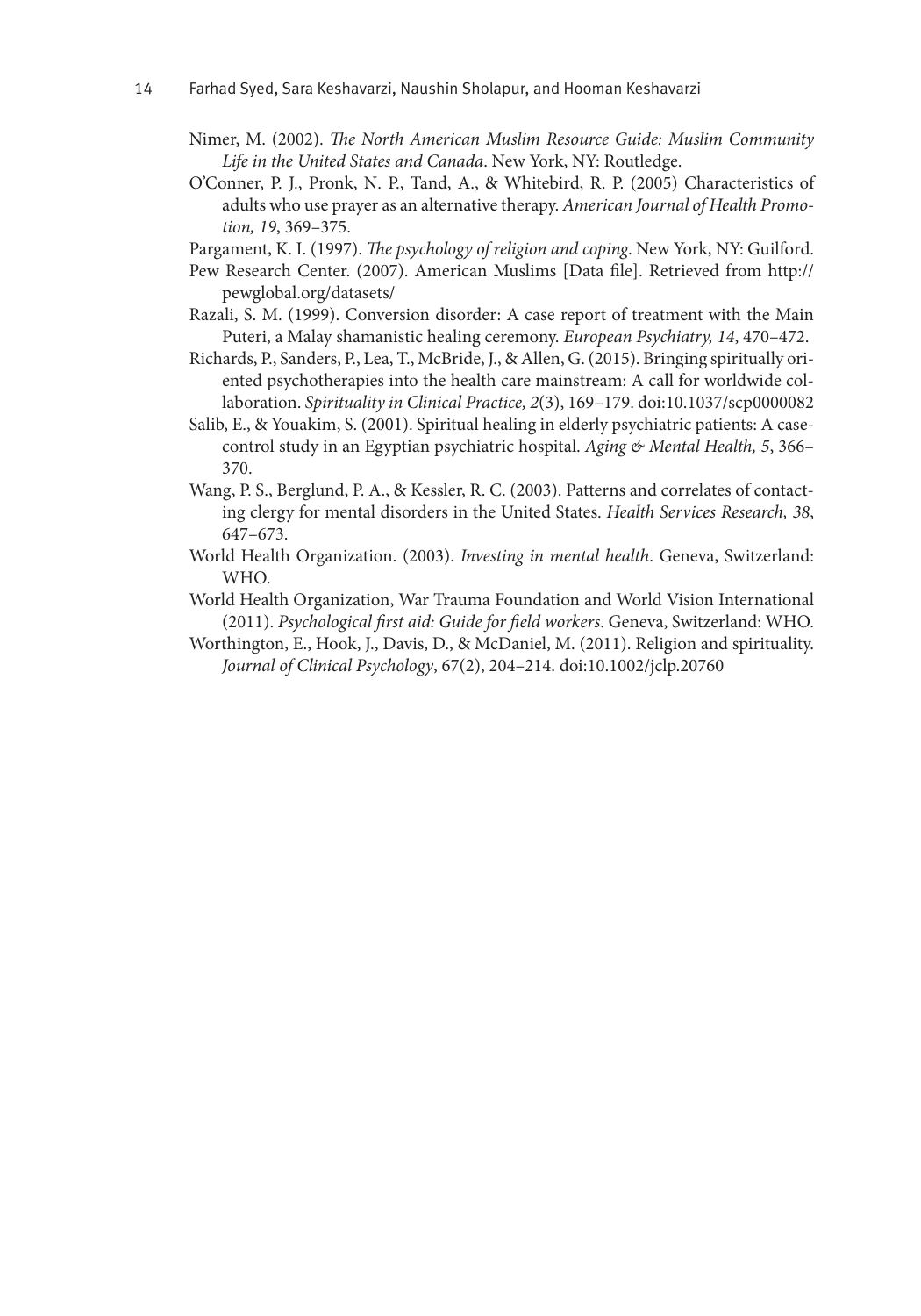Nimer, M. (2002). *The North American Muslim Resource Guide: Muslim Community Life in the United States and Canada*. New York, NY: Routledge.

O'Conner, P. J., Pronk, N. P., Tand, A., & Whitebird, R. P. (2005) Characteristics of adults who use prayer as an alternative therapy. *American Journal of Health Promotion, 19*, 369–375.

Pargament, K. I. (1997). *The psychology of religion and coping*. New York, NY: Guilford.

Pew Research Center. (2007). American Muslims [Data file]. Retrieved from http://pewglobal.org/datasets/

Razali, S. M. (1999). Conversion disorder: A case report of treatment with the Main Puteri, a Malay shamanistic healing ceremony. *European Psychiatry, 14*, 470–472.

Richards, P., Sanders, P., Lea, T., McBride, J., & Allen, G. (2015). Bringing spiritually oriented psychotherapies into the health care mainstream: A call for worldwide collaboration. *Spirituality in Clinical Practice, 2*(3), 169–179. doi:10.1037/scp0000082

Salib, E., & Youakim, S. (2001). Spiritual healing in elderly psychiatric patients: A case-control study in an Egyptian psychiatric hospital. *Aging & Mental Health, 5*, 366–370.

Wang, P. S., Berglund, P. A., & Kessler, R. C. (2003). Patterns and correlates of contacting clergy for mental disorders in the United States. *Health Services Research, 38*, 647–673.

World Health Organization. (2003). *Investing in mental health*. Geneva, Switzerland: WHO.

World Health Organization, War Trauma Foundation and World Vision International (2011). *Psychological first aid: Guide for field workers*. Geneva, Switzerland: WHO.

Worthington, E., Hook, J., Davis, D., & McDaniel, M. (2011). Religion and spirituality. *Journal of Clinical Psychology*, 67(2), 204–214. doi:10.1002/jclp.20760